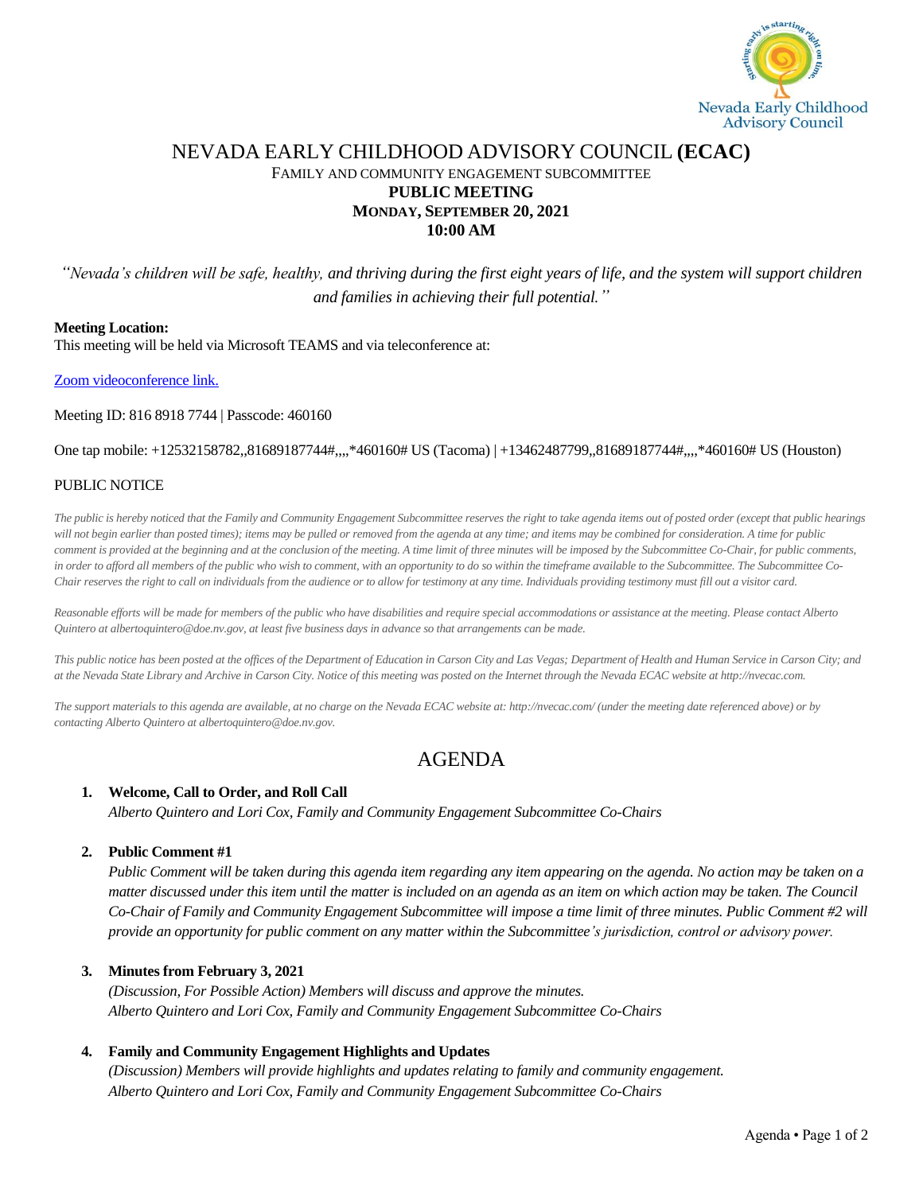# NEVADA EARLY CHILDHOOD ADVISORY COUNCIL **(ECAC)**

FAMILY AND COMMUNITY ENGAGEMENT SUBCOMMITTEE

**PUBLIC MEETING**

**MONDAY, SEPTEMBER 20, 2021**

**10:00 AM**

*"Nevada's children will be safe, healthy, and thriving during the first eight years of life, and the system will support children and families in achieving their full potential."*

**Meeting Location:**

This meeting will be held via Microsoft TEAMS and via teleconference at:

Zoom videoconference link.

Meeting ID: 816 8918 7744 | Passcode: 460160

One tap mobile: +12532158782,,81689187744#,,,,*460160# US (Tacoma) | +13462487799,,81689187744#,,,,*460160# US (Houston)

PUBLIC NOTICE

*The public is hereby noticed that the Family and Community Engagement Subcommittee reserves the right to take agenda items out of posted order (except that public hearings will not begin earlier than posted times); items may be pulled or removed from the agenda at any time; and items may be combined for consideration. A time for public comment is provided at the beginning and at the conclusion of the meeting. A time limit of three minutes will be imposed by the Subcommittee Co-Chair, for public comments, in order to afford all members of the public who wish to comment, with an opportunity to do so within the timeframe available to the Subcommittee. The Subcommittee Co-Chair reserves the right to call on individuals from the audience or to allow for testimony at any time. Individuals providing testimony must fill out a visitor card.*

*Reasonable efforts will be made for members of the public who have disabilities and require special accommodations or assistance at the meeting. Please contact Alberto Quintero at albertoquintero@doe.nv.gov, at least five business days in advance so that arrangements can be made.*

*This public notice has been posted at the offices of the Department of Education in Carson City and Las Vegas; Department of Health and Human Service in Carson City; and at the Nevada State Library and Archive in Carson City. Notice of this meeting was posted on the Internet through the Nevada ECAC website at http://nvecac.com.*

*The support materials to this agenda are available, at no charge on the Nevada ECAC website at: http://nvecac.com/ (under the meeting date referenced above) or by contacting Alberto Quintero at albertoquintero@doe.nv.gov.*

## AGENDA

1. **Welcome, Call to Order, and Roll Call**
   *Alberto Quintero and Lori Cox, Family and Community Engagement Subcommittee Co-Chairs*

2. **Public Comment #1**
   *Public Comment will be taken during this agenda item regarding any item appearing on the agenda. No action may be taken on a matter discussed under this item until the matter is included on an agenda as an item on which action may be taken. The Council Co-Chair of Family and Community Engagement Subcommittee will impose a time limit of three minutes. Public Comment #2 will provide an opportunity for public comment on any matter within the Subcommittee's jurisdiction, control or advisory power.*

3. **Minutes from February 3, 2021**
   *(Discussion, For Possible Action) Members will discuss and approve the minutes.*
   *Alberto Quintero and Lori Cox, Family and Community Engagement Subcommittee Co-Chairs*

4. **Family and Community Engagement Highlights and Updates**
   *(Discussion) Members will provide highlights and updates relating to family and community engagement.*
   *Alberto Quintero and Lori Cox, Family and Community Engagement Subcommittee Co-Chairs*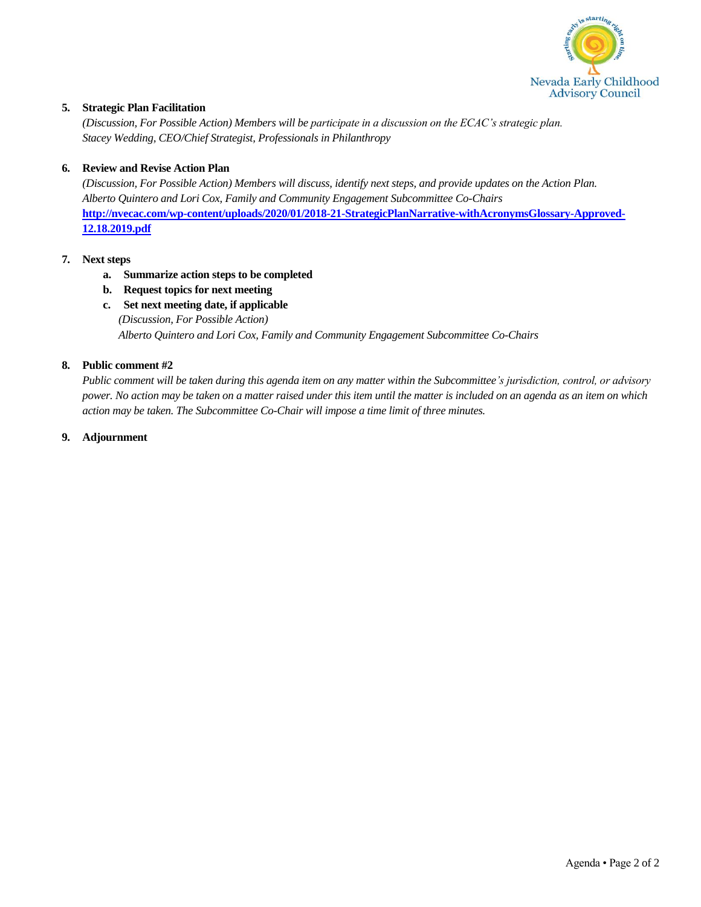5. **Strategic Plan Facilitation**
   *(Discussion, For Possible Action) Members will be participate in a discussion on the ECAC's strategic plan.*
   *Stacey Wedding, CEO/Chief Strategist, Professionals in Philanthropy*

6. **Review and Revise Action Plan**
   *(Discussion, For Possible Action) Members will discuss, identify next steps, and provide updates on the Action Plan.*
   *Alberto Quintero and Lori Cox, Family and Community Engagement Subcommittee Co-Chairs*
   **http://nvecac.com/wp-content/uploads/2020/01/2018-21-StrategicPlanNarrative-withAcronymsGlossary-Approved-12.18.2019.pdf**

7. **Next steps**
   a. **Summarize action steps to be completed**
   b. **Request topics for next meeting**
   c. **Set next meeting date, if applicable**
      *(Discussion, For Possible Action)*
      *Alberto Quintero and Lori Cox, Family and Community Engagement Subcommittee Co-Chairs*

8. **Public comment #2**
   *Public comment will be taken during this agenda item on any matter within the Subcommittee's jurisdiction, control, or advisory power. No action may be taken on a matter raised under this item until the matter is included on an agenda as an item on which action may be taken. The Subcommittee Co-Chair will impose a time limit of three minutes.*

9. **Adjournment**